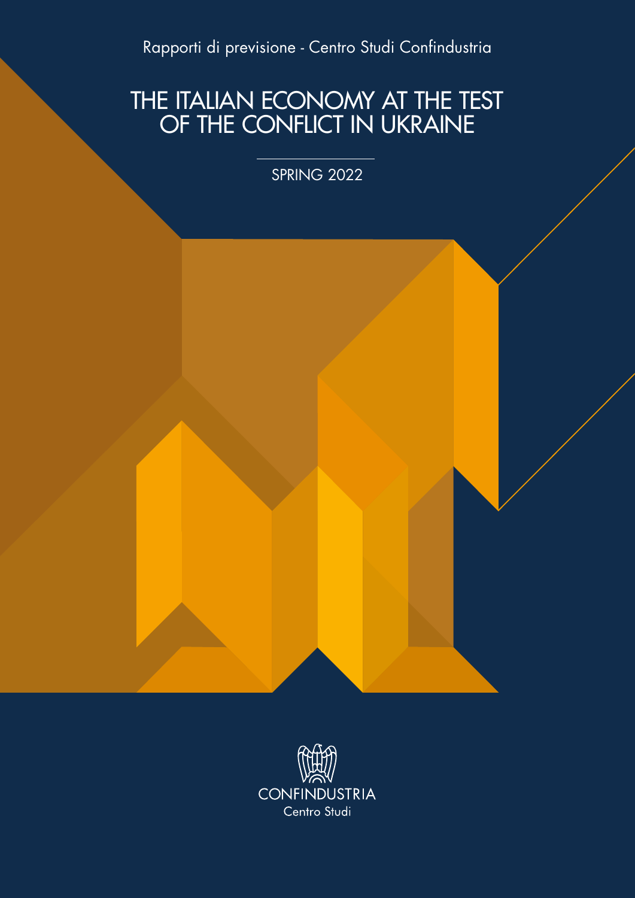Rapporti di previsione - Centro Studi Confindustria

# THE ITALIAN ECONOMY AT THE TEST OF THE CONFLICT IN UKRAINE

SPRING 2022

CONFINDUSTRIA
Centro Studi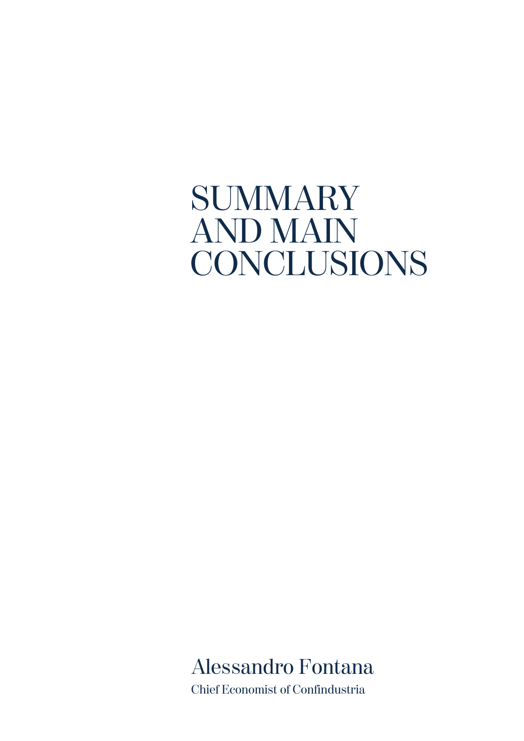# SUMMARY AND MAIN CONCLUSIONS

Alessandro Fontana

Chief Economist of Confindustria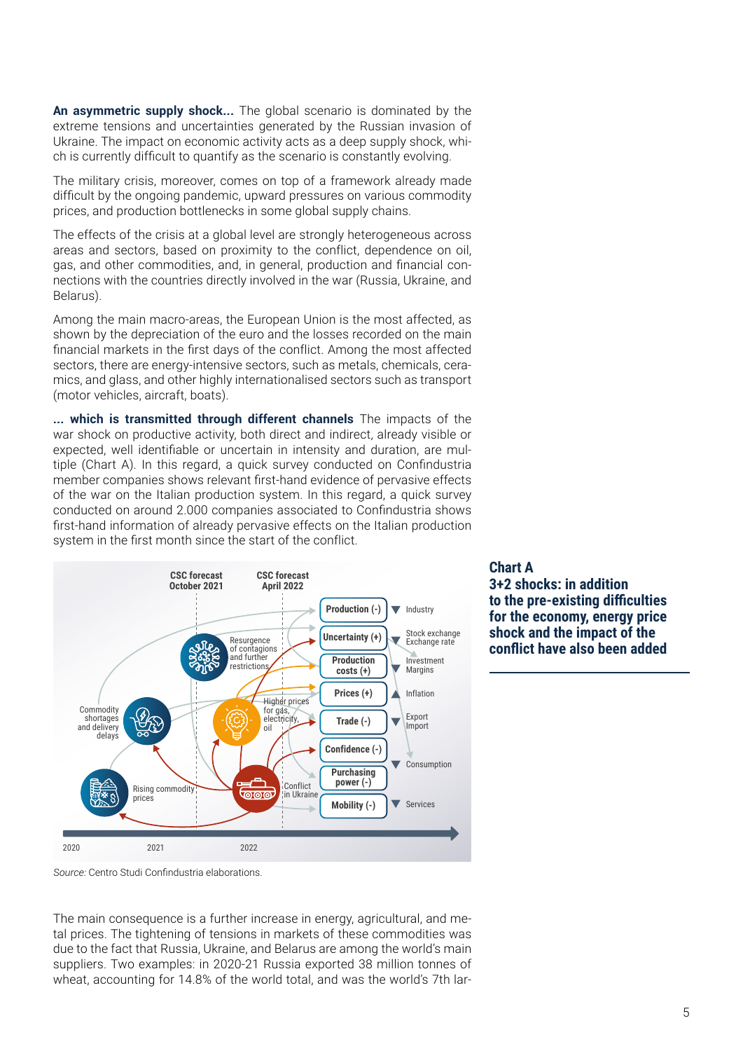**An asymmetric supply shock...** The global scenario is dominated by the extreme tensions and uncertainties generated by the Russian invasion of Ukraine. The impact on economic activity acts as a deep supply shock, which is currently difficult to quantify as the scenario is constantly evolving.

The military crisis, moreover, comes on top of a framework already made difficult by the ongoing pandemic, upward pressures on various commodity prices, and production bottlenecks in some global supply chains.

The effects of the crisis at a global level are strongly heterogeneous across areas and sectors, based on proximity to the conflict, dependence on oil, gas, and other commodities, and, in general, production and financial connections with the countries directly involved in the war (Russia, Ukraine, and Belarus).

Among the main macro-areas, the European Union is the most affected, as shown by the depreciation of the euro and the losses recorded on the main financial markets in the first days of the conflict. Among the most affected sectors, there are energy-intensive sectors, such as metals, chemicals, ceramics, and glass, and other highly internationalised sectors such as transport (motor vehicles, aircraft, boats).

**... which is transmitted through different channels** The impacts of the war shock on productive activity, both direct and indirect, already visible or expected, well identifiable or uncertain in intensity and duration, are multiple (Chart A). In this regard, a quick survey conducted on Confindustria member companies shows relevant first-hand evidence of pervasive effects of the war on the Italian production system. In this regard, a quick survey conducted on around 2.000 companies associated to Confindustria shows first-hand information of already pervasive effects on the Italian production system in the first month since the start of the conflict.

**Chart A**
**3+2 shocks: in addition to the pre-existing difficulties for the economy, energy price shock and the impact of the conflict have also been added**

CSC forecast October 2021 | CSC forecast April 2022

Commodity shortages and delivery delays; Rising commodity prices; Resurgence of contagions and further restrictions; Higher prices for gas, electricity, oil; Conflict in Ukraine

Production (-) ▼ Industry
Uncertainty (+) ▼ Stock exchange, Exchange rate
Production costs (+) ▼ Investment, Margins
Prices (+) ▲ Inflation
Trade (-) ▼ Export, Import
Confidence (-)
Purchasing power (-) ▼ Consumption
Mobility (-) ▼ Services

2020 | 2021 | 2022

*Source:* Centro Studi Confindustria elaborations.

The main consequence is a further increase in energy, agricultural, and metal prices. The tightening of tensions in markets of these commodities was due to the fact that Russia, Ukraine, and Belarus are among the world's main suppliers. Two examples: in 2020-21 Russia exported 38 million tonnes of wheat, accounting for 14.8% of the world total, and was the world's 7th lar-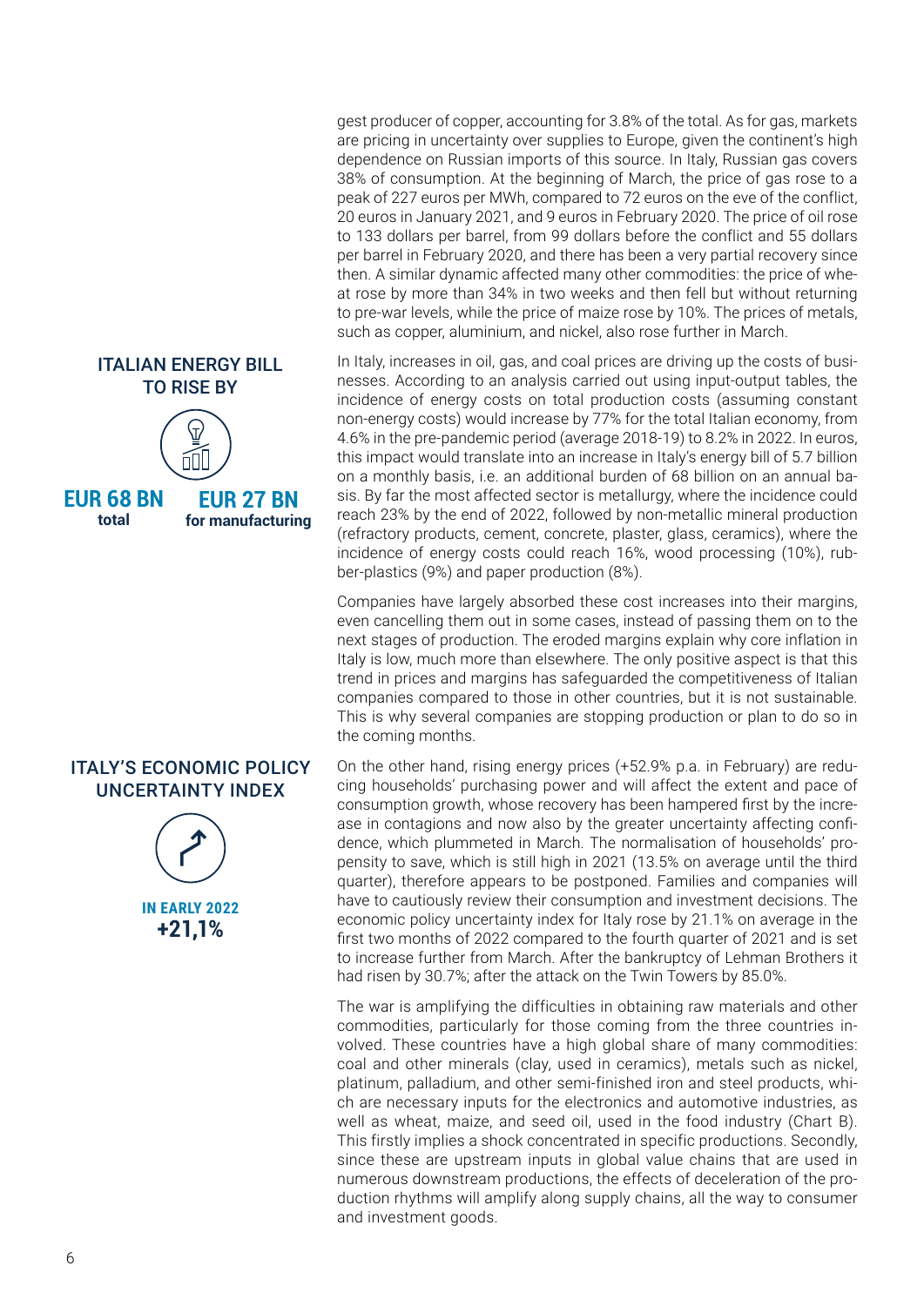gest producer of copper, accounting for 3.8% of the total. As for gas, markets are pricing in uncertainty over supplies to Europe, given the continent's high dependence on Russian imports of this source. In Italy, Russian gas covers 38% of consumption. At the beginning of March, the price of gas rose to a peak of 227 euros per MWh, compared to 72 euros on the eve of the conflict, 20 euros in January 2021, and 9 euros in February 2020. The price of oil rose to 133 dollars per barrel, from 99 dollars before the conflict and 55 dollars per barrel in February 2020, and there has been a very partial recovery since then. A similar dynamic affected many other commodities: the price of wheat rose by more than 34% in two weeks and then fell but without returning to pre-war levels, while the price of maize rose by 10%. The prices of metals, such as copper, aluminium, and nickel, also rose further in March.

**ITALIAN ENERGY BILL TO RISE BY**

**EUR 68 BN** total

**EUR 27 BN** for manufacturing

In Italy, increases in oil, gas, and coal prices are driving up the costs of businesses. According to an analysis carried out using input-output tables, the incidence of energy costs on total production costs (assuming constant non-energy costs) would increase by 77% for the total Italian economy, from 4.6% in the pre-pandemic period (average 2018-19) to 8.2% in 2022. In euros, this impact would translate into an increase in Italy's energy bill of 5.7 billion on a monthly basis, i.e. an additional burden of 68 billion on an annual basis. By far the most affected sector is metallurgy, where the incidence could reach 23% by the end of 2022, followed by non-metallic mineral production (refractory products, cement, concrete, plaster, glass, ceramics), where the incidence of energy costs could reach 16%, wood processing (10%), rubber-plastics (9%) and paper production (8%).

Companies have largely absorbed these cost increases into their margins, even cancelling them out in some cases, instead of passing them on to the next stages of production. The eroded margins explain why core inflation in Italy is low, much more than elsewhere. The only positive aspect is that this trend in prices and margins has safeguarded the competitiveness of Italian companies compared to those in other countries, but it is not sustainable. This is why several companies are stopping production or plan to do so in the coming months.

**ITALY'S ECONOMIC POLICY UNCERTAINTY INDEX**

**IN EARLY 2022**
**+21,1%**

On the other hand, rising energy prices (+52.9% p.a. in February) are reducing households' purchasing power and will affect the extent and pace of consumption growth, whose recovery has been hampered first by the increase in contagions and now also by the greater uncertainty affecting confidence, which plummeted in March. The normalisation of households' propensity to save, which is still high in 2021 (13.5% on average until the third quarter), therefore appears to be postponed. Families and companies will have to cautiously review their consumption and investment decisions. The economic policy uncertainty index for Italy rose by 21.1% on average in the first two months of 2022 compared to the fourth quarter of 2021 and is set to increase further from March. After the bankruptcy of Lehman Brothers it had risen by 30.7%; after the attack on the Twin Towers by 85.0%.

The war is amplifying the difficulties in obtaining raw materials and other commodities, particularly for those coming from the three countries involved. These countries have a high global share of many commodities: coal and other minerals (clay, used in ceramics), metals such as nickel, platinum, palladium, and other semi-finished iron and steel products, which are necessary inputs for the electronics and automotive industries, as well as wheat, maize, and seed oil, used in the food industry (Chart B). This firstly implies a shock concentrated in specific productions. Secondly, since these are upstream inputs in global value chains that are used in numerous downstream productions, the effects of deceleration of the production rhythms will amplify along supply chains, all the way to consumer and investment goods.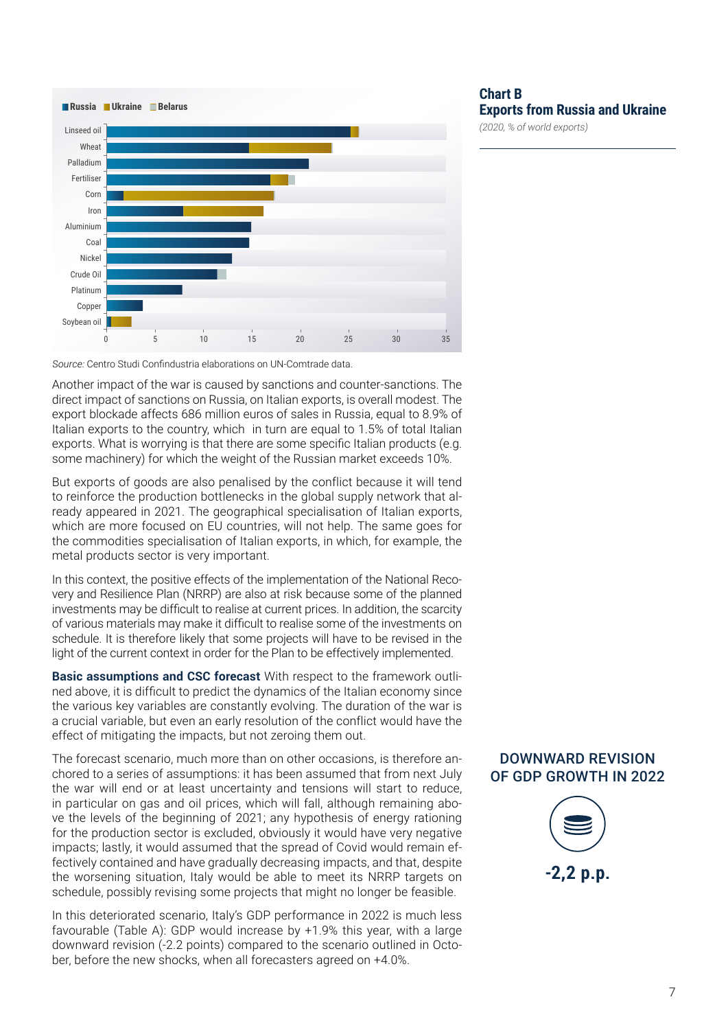**Chart B**
**Exports from Russia and Ukraine**
*(2020, % of world exports)*

Russia | Ukraine | Belarus

Linseed oil, Wheat, Palladium, Fertiliser, Corn, Iron, Aluminium, Coal, Nickel, Crude Oil, Platinum, Copper, Soybean oil

0 5 10 15 20 25 30 35

*Source:* Centro Studi Confindustria elaborations on UN-Comtrade data.

Another impact of the war is caused by sanctions and counter-sanctions. The direct impact of sanctions on Russia, on Italian exports, is overall modest. The export blockade affects 686 million euros of sales in Russia, equal to 8.9% of Italian exports to the country, which in turn are equal to 1.5% of total Italian exports. What is worrying is that there are some specific Italian products (e.g. some machinery) for which the weight of the Russian market exceeds 10%.

But exports of goods are also penalised by the conflict because it will tend to reinforce the production bottlenecks in the global supply network that already appeared in 2021. The geographical specialisation of Italian exports, which are more focused on EU countries, will not help. The same goes for the commodities specialisation of Italian exports, in which, for example, the metal products sector is very important.

In this context, the positive effects of the implementation of the National Recovery and Resilience Plan (NRRP) are also at risk because some of the planned investments may be difficult to realise at current prices. In addition, the scarcity of various materials may make it difficult to realise some of the investments on schedule. It is therefore likely that some projects will have to be revised in the light of the current context in order for the Plan to be effectively implemented.

**Basic assumptions and CSC forecast** With respect to the framework outlined above, it is difficult to predict the dynamics of the Italian economy since the various key variables are constantly evolving. The duration of the war is a crucial variable, but even an early resolution of the conflict would have the effect of mitigating the impacts, but not zeroing them out.

The forecast scenario, much more than on other occasions, is therefore anchored to a series of assumptions: it has been assumed that from next July the war will end or at least uncertainty and tensions will start to reduce, in particular on gas and oil prices, which will fall, although remaining above the levels of the beginning of 2021; any hypothesis of energy rationing for the production sector is excluded, obviously it would have very negative impacts; lastly, it would assumed that the spread of Covid would remain effectively contained and have gradually decreasing impacts, and that, despite the worsening situation, Italy would be able to meet its NRRP targets on schedule, possibly revising some projects that might no longer be feasible.

In this deteriorated scenario, Italy's GDP performance in 2022 is much less favourable (Table A): GDP would increase by +1.9% this year, with a large downward revision (-2.2 points) compared to the scenario outlined in October, before the new shocks, when all forecasters agreed on +4.0%.

DOWNWARD REVISION OF GDP GROWTH IN 2022

**-2,2 p.p.**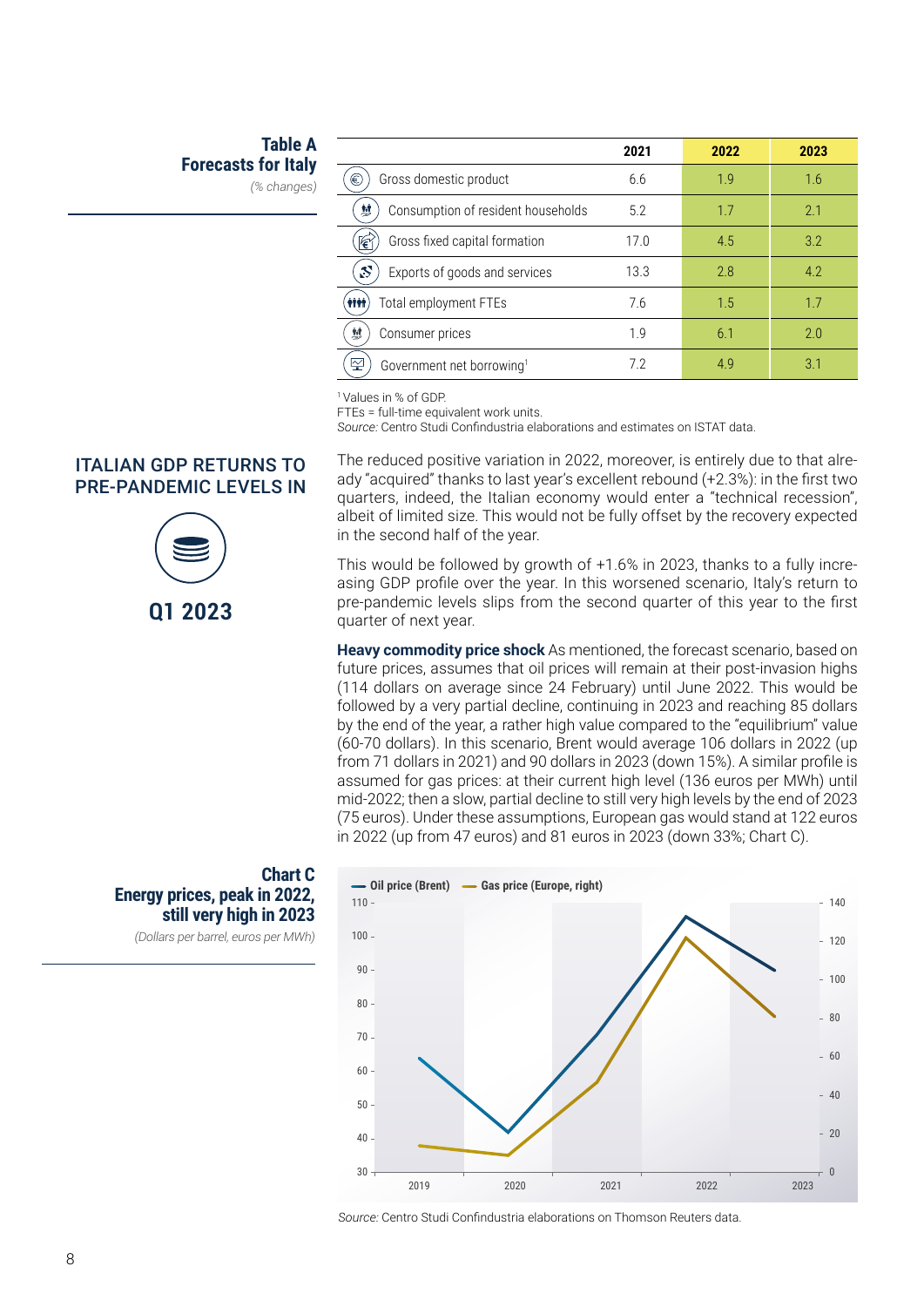**Table A**
**Forecasts for Italy**
*(% changes)*

| | 2021 | 2022 | 2023 |
|---|---|---|---|
| Gross domestic product | 6.6 | 1.9 | 1.6 |
| Consumption of resident households | 5.2 | 1.7 | 2.1 |
| Gross fixed capital formation | 17.0 | 4.5 | 3.2 |
| Exports of goods and services | 13.3 | 2.8 | 4.2 |
| Total employment FTEs | 7.6 | 1.5 | 1.7 |
| Consumer prices | 1.9 | 6.1 | 2.0 |
| Government net borrowing[1] | 7.2 | 4.9 | 3.1 |

[1] Values in % of GDP.
FTEs = full-time equivalent work units.
*Source:* Centro Studi Confindustria elaborations and estimates on ISTAT data.

ITALIAN GDP RETURNS TO PRE-PANDEMIC LEVELS IN

**Q1 2023**

The reduced positive variation in 2022, moreover, is entirely due to that already "acquired" thanks to last year's excellent rebound (+2.3%): in the first two quarters, indeed, the Italian economy would enter a "technical recession", albeit of limited size. This would not be fully offset by the recovery expected in the second half of the year.

This would be followed by growth of +1.6% in 2023, thanks to a fully increasing GDP profile over the year. In this worsened scenario, Italy's return to pre-pandemic levels slips from the second quarter of this year to the first quarter of next year.

**Heavy commodity price shock** As mentioned, the forecast scenario, based on future prices, assumes that oil prices will remain at their post-invasion highs (114 dollars on average since 24 February) until June 2022. This would be followed by a very partial decline, continuing in 2023 and reaching 85 dollars by the end of the year, a rather high value compared to the "equilibrium" value (60-70 dollars). In this scenario, Brent would average 106 dollars in 2022 (up from 71 dollars in 2021) and 90 dollars in 2023 (down 15%). A similar profile is assumed for gas prices: at their current high level (136 euros per MWh) until mid-2022; then a slow, partial decline to still very high levels by the end of 2023 (75 euros). Under these assumptions, European gas would stand at 122 euros in 2022 (up from 47 euros) and 81 euros in 2023 (down 33%; Chart C).

**Chart C**
**Energy prices, peak in 2022, still very high in 2023**
*(Dollars per barrel, euros per MWh)*

*Source:* Centro Studi Confindustria elaborations on Thomson Reuters data.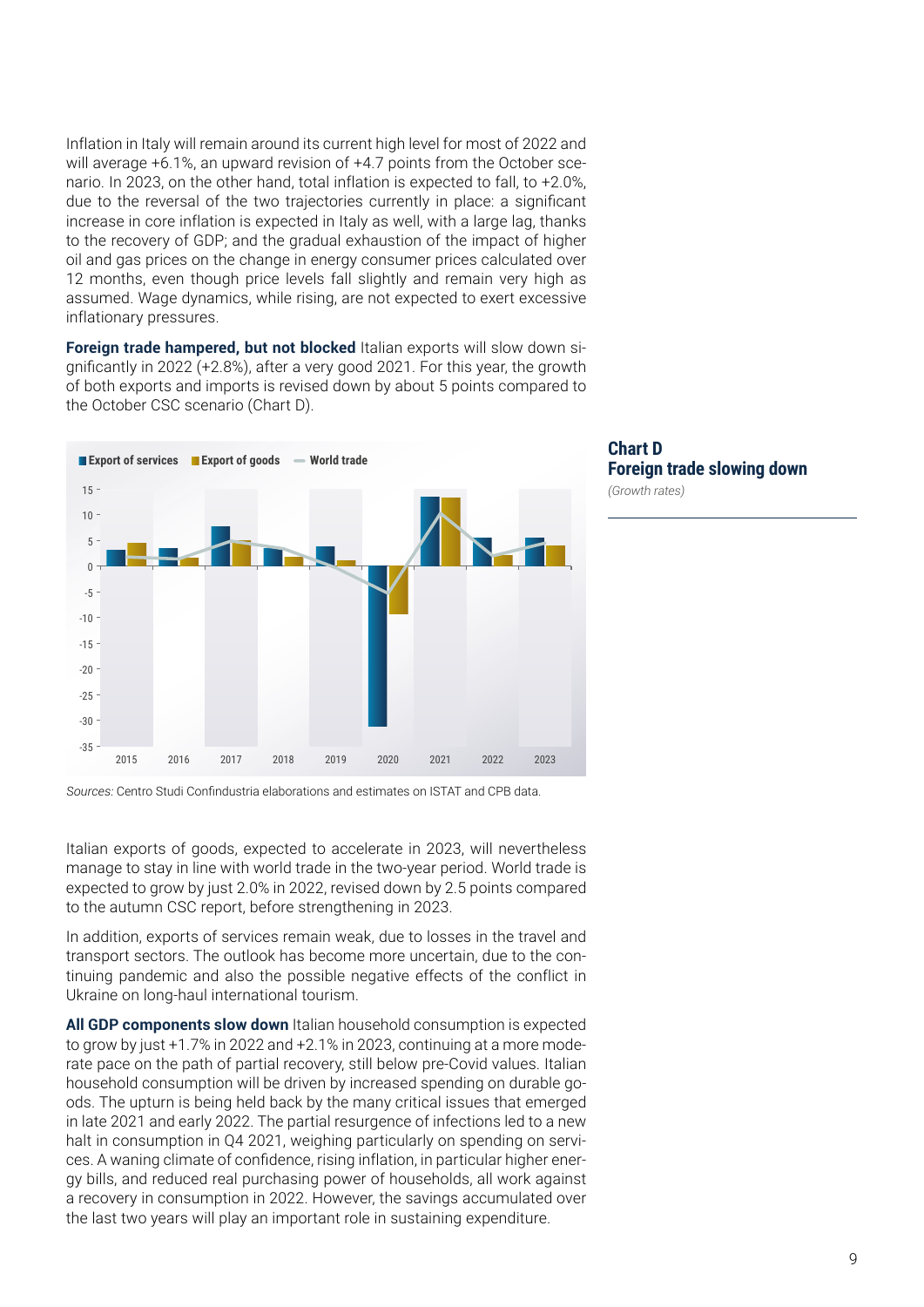Inflation in Italy will remain around its current high level for most of 2022 and will average +6.1%, an upward revision of +4.7 points from the October scenario. In 2023, on the other hand, total inflation is expected to fall, to +2.0%, due to the reversal of the two trajectories currently in place: a significant increase in core inflation is expected in Italy as well, with a large lag, thanks to the recovery of GDP; and the gradual exhaustion of the impact of higher oil and gas prices on the change in energy consumer prices calculated over 12 months, even though price levels fall slightly and remain very high as assumed. Wage dynamics, while rising, are not expected to exert excessive inflationary pressures.

**Foreign trade hampered, but not blocked** Italian exports will slow down significantly in 2022 (+2.8%), after a very good 2021. For this year, the growth of both exports and imports is revised down by about 5 points compared to the October CSC scenario (Chart D).

**Chart D**
**Foreign trade slowing down**
*(Growth rates)*

*Sources:* Centro Studi Confindustria elaborations and estimates on ISTAT and CPB data.

Italian exports of goods, expected to accelerate in 2023, will nevertheless manage to stay in line with world trade in the two-year period. World trade is expected to grow by just 2.0% in 2022, revised down by 2.5 points compared to the autumn CSC report, before strengthening in 2023.

In addition, exports of services remain weak, due to losses in the travel and transport sectors. The outlook has become more uncertain, due to the continuing pandemic and also the possible negative effects of the conflict in Ukraine on long-haul international tourism.

**All GDP components slow down** Italian household consumption is expected to grow by just +1.7% in 2022 and +2.1% in 2023, continuing at a more moderate pace on the path of partial recovery, still below pre-Covid values. Italian household consumption will be driven by increased spending on durable goods. The upturn is being held back by the many critical issues that emerged in late 2021 and early 2022. The partial resurgence of infections led to a new halt in consumption in Q4 2021, weighing particularly on spending on services. A waning climate of confidence, rising inflation, in particular higher energy bills, and reduced real purchasing power of households, all work against a recovery in consumption in 2022. However, the savings accumulated over the last two years will play an important role in sustaining expenditure.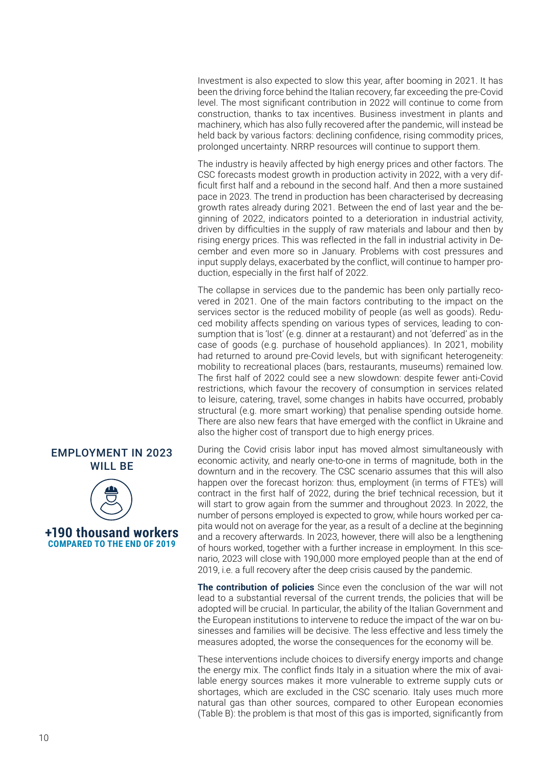Investment is also expected to slow this year, after booming in 2021. It has been the driving force behind the Italian recovery, far exceeding the pre-Covid level. The most significant contribution in 2022 will continue to come from construction, thanks to tax incentives. Business investment in plants and machinery, which has also fully recovered after the pandemic, will instead be held back by various factors: declining confidence, rising commodity prices, prolonged uncertainty. NRRP resources will continue to support them.

The industry is heavily affected by high energy prices and other factors. The CSC forecasts modest growth in production activity in 2022, with a very difficult first half and a rebound in the second half. And then a more sustained pace in 2023. The trend in production has been characterised by decreasing growth rates already during 2021. Between the end of last year and the beginning of 2022, indicators pointed to a deterioration in industrial activity, driven by difficulties in the supply of raw materials and labour and then by rising energy prices. This was reflected in the fall in industrial activity in December and even more so in January. Problems with cost pressures and input supply delays, exacerbated by the conflict, will continue to hamper production, especially in the first half of 2022.

The collapse in services due to the pandemic has been only partially recovered in 2021. One of the main factors contributing to the impact on the services sector is the reduced mobility of people (as well as goods). Reduced mobility affects spending on various types of services, leading to consumption that is 'lost' (e.g. dinner at a restaurant) and not 'deferred' as in the case of goods (e.g. purchase of household appliances). In 2021, mobility had returned to around pre-Covid levels, but with significant heterogeneity: mobility to recreational places (bars, restaurants, museums) remained low. The first half of 2022 could see a new slowdown: despite fewer anti-Covid restrictions, which favour the recovery of consumption in services related to leisure, catering, travel, some changes in habits have occurred, probably structural (e.g. more smart working) that penalise spending outside home. There are also new fears that have emerged with the conflict in Ukraine and also the higher cost of transport due to high energy prices.

EMPLOYMENT IN 2023 WILL BE

**+190 thousand workers**
**COMPARED TO THE END OF 2019**

During the Covid crisis labor input has moved almost simultaneously with economic activity, and nearly one-to-one in terms of magnitude, both in the downturn and in the recovery. The CSC scenario assumes that this will also happen over the forecast horizon: thus, employment (in terms of FTE's) will contract in the first half of 2022, during the brief technical recession, but it will start to grow again from the summer and throughout 2023. In 2022, the number of persons employed is expected to grow, while hours worked per capita would not on average for the year, as a result of a decline at the beginning and a recovery afterwards. In 2023, however, there will also be a lengthening of hours worked, together with a further increase in employment. In this scenario, 2023 will close with 190,000 more employed people than at the end of 2019, i.e. a full recovery after the deep crisis caused by the pandemic.

**The contribution of policies** Since even the conclusion of the war will not lead to a substantial reversal of the current trends, the policies that will be adopted will be crucial. In particular, the ability of the Italian Government and the European institutions to intervene to reduce the impact of the war on businesses and families will be decisive. The less effective and less timely the measures adopted, the worse the consequences for the economy will be.

These interventions include choices to diversify energy imports and change the energy mix. The conflict finds Italy in a situation where the mix of available energy sources makes it more vulnerable to extreme supply cuts or shortages, which are excluded in the CSC scenario. Italy uses much more natural gas than other sources, compared to other European economies (Table B): the problem is that most of this gas is imported, significantly from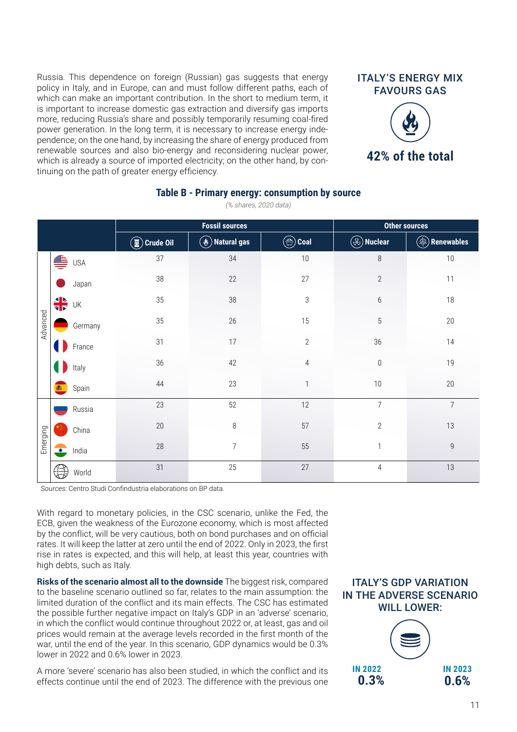Russia. This dependence on foreign (Russian) gas suggests that energy policy in Italy, and in Europe, can and must follow different paths, each of which can make an important contribution. In the short to medium term, it is important to increase domestic gas extraction and diversify gas imports more, reducing Russia's share and possibly temporarily resuming coal-fired power generation. In the long term, it is necessary to increase energy independence; on the one hand, by increasing the share of energy produced from renewable sources and also bio-energy and reconsidering nuclear power, which is already a source of imported electricity; on the other hand, by continuing on the path of greater energy efficiency.

**ITALY'S ENERGY MIX FAVOURS GAS**

**42% of the total**

### Table B - Primary energy: consumption by source

*(% shares, 2020 data)*

| | | Fossil sources | | | Other sources | |
|---|---|---|---|---|---|---|
| | | Crude Oil | Natural gas | Coal | Nuclear | Renewables |
| Advanced | USA | 37 | 34 | 10 | 8 | 10 |
| | Japan | 38 | 22 | 27 | 2 | 11 |
| | UK | 35 | 38 | 3 | 6 | 18 |
| | Germany | 35 | 26 | 15 | 5 | 20 |
| | France | 31 | 17 | 2 | 36 | 14 |
| | Italy | 36 | 42 | 4 | 0 | 19 |
| | Spain | 44 | 23 | 1 | 10 | 20 |
| Emerging | Russia | 23 | 52 | 12 | 7 | 7 |
| | China | 20 | 8 | 57 | 2 | 13 |
| | India | 28 | 7 | 55 | 1 | 9 |
| | World | 31 | 25 | 27 | 4 | 13 |

*Sources:* Centro Studi Confindustria elaborations on BP data.

With regard to monetary policies, in the CSC scenario, unlike the Fed, the ECB, given the weakness of the Eurozone economy, which is most affected by the conflict, will be very cautious, both on bond purchases and on official rates. It will keep the latter at zero until the end of 2022. Only in 2023, the first rise in rates is expected, and this will help, at least this year, countries with high debts, such as Italy.

**Risks of the scenario almost all to the downside** The biggest risk, compared to the baseline scenario outlined so far, relates to the main assumption: the limited duration of the conflict and its main effects. The CSC has estimated the possible further negative impact on Italy's GDP in an 'adverse' scenario, in which the conflict would continue throughout 2022 or, at least, gas and oil prices would remain at the average levels recorded in the first month of the war, until the end of the year. In this scenario, GDP dynamics would be 0.3% lower in 2022 and 0.6% lower in 2023.

**ITALY'S GDP VARIATION IN THE ADVERSE SCENARIO WILL LOWER:**

**IN 2022** **0.3%**

**IN 2023** **0.6%**

A more 'severe' scenario has also been studied, in which the conflict and its effects continue until the end of 2023. The difference with the previous one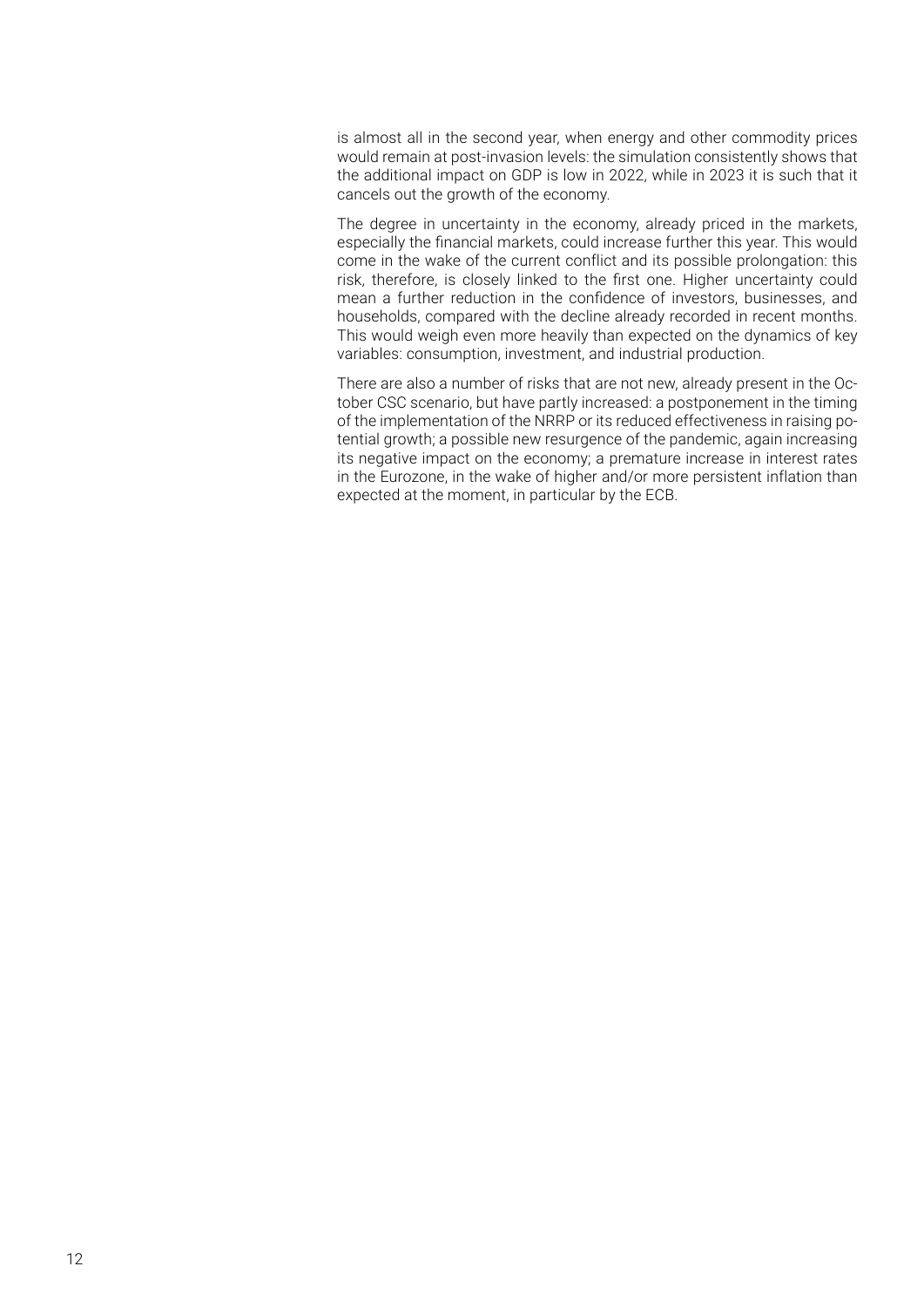is almost all in the second year, when energy and other commodity prices would remain at post-invasion levels: the simulation consistently shows that the additional impact on GDP is low in 2022, while in 2023 it is such that it cancels out the growth of the economy.

The degree in uncertainty in the economy, already priced in the markets, especially the financial markets, could increase further this year. This would come in the wake of the current conflict and its possible prolongation: this risk, therefore, is closely linked to the first one. Higher uncertainty could mean a further reduction in the confidence of investors, businesses, and households, compared with the decline already recorded in recent months. This would weigh even more heavily than expected on the dynamics of key variables: consumption, investment, and industrial production.

There are also a number of risks that are not new, already present in the October CSC scenario, but have partly increased: a postponement in the timing of the implementation of the NRRP or its reduced effectiveness in raising potential growth; a possible new resurgence of the pandemic, again increasing its negative impact on the economy; a premature increase in interest rates in the Eurozone, in the wake of higher and/or more persistent inflation than expected at the moment, in particular by the ECB.